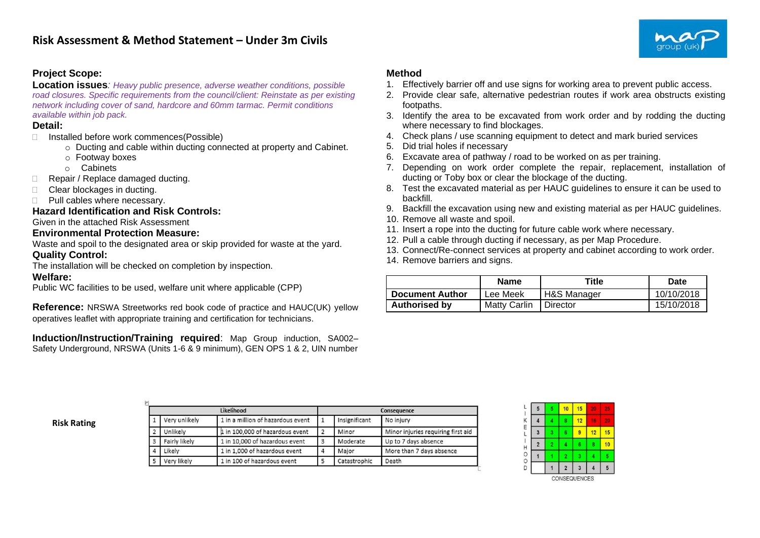# Risk Assessment & Method Statement – Under 3m Civils

## Project Scope:

**Location issues***: Heavy public presence, adverse weather conditions, possible road closures. Specific requirements from the council/client: Reinstate as per existing network including cover of sand, hardcore and 60mm tarmac. Permit conditions available within job pack.*

**Detail:**

- Installed before work commences(Possible)
  - Ducting and cable within ducting connected at property and Cabinet.
  - Footway boxes
  - Cabinets
- Repair / Replace damaged ducting.
- Clear blockages in ducting.
- Pull cables where necessary.

**Hazard Identification and Risk Controls:**

Given in the attached Risk Assessment

**Environmental Protection Measure:**

Waste and spoil to the designated area or skip provided for waste at the yard.

**Quality Control:**

The installation will be checked on completion by inspection.

**Welfare:**

Public WC facilities to be used, welfare unit where applicable (CPP)

**Reference:** NRSWA Streetworks red book code of practice and HAUC(UK) yellow operatives leaflet with appropriate training and certification for technicians.

**Induction/Instruction/Training required**: Map Group induction, SA002– Safety Underground, NRSWA (Units 1-6 & 9 minimum), GEN OPS 1 & 2, UIN number

## Method

1. Effectively barrier off and use signs for working area to prevent public access.
2. Provide clear safe, alternative pedestrian routes if work area obstructs existing footpaths.
3. Identify the area to be excavated from work order and by rodding the ducting where necessary to find blockages.
4. Check plans / use scanning equipment to detect and mark buried services
5. Did trial holes if necessary
6. Excavate area of pathway / road to be worked on as per training.
7. Depending on work order complete the repair, replacement, installation of ducting or Toby box or clear the blockage of the ducting.
8. Test the excavated material as per HAUC guidelines to ensure it can be used to backfill.
9. Backfill the excavation using new and existing material as per HAUC guidelines.
10. Remove all waste and spoil.
11. Insert a rope into the ducting for future cable work where necessary.
12. Pull a cable through ducting if necessary, as per Map Procedure.
13. Connect/Re-connect services at property and cabinet according to work order.
14. Remove barriers and signs.

| | Name | Title | Date |
|---|---|---|---|
| **Document Author** | Lee Meek | H&S Manager | 10/10/2018 |
| **Authorised by** | Matty Carlin | Director | 15/10/2018 |

**Risk Rating**

| Likelihood | | | Consequence | | |
|---|---|---|---|---|---|
| 1 | Very unlikely | 1 in a million of hazardous event | 1 | Insignificant | No injury |
| 2 | Unlikely | 1 in 100,000 of hazardous event | 2 | Minor | Minor injuries requiring first aid |
| 3 | Fairly likely | 1 in 10,000 of hazardous event | 3 | Moderate | Up to 7 days absence |
| 4 | Likely | 1 in 1,000 of hazardous event | 4 | Major | More than 7 days absence |
| 5 | Very likely | 1 in 100 of hazardous event | 5 | Catastrophic | Death |

| LIKELIHOOD | | | | | |
|---|---|---|---|---|---|
| 5 | 5 | 10 | 15 | 20 | 25 |
| 4 | 4 | 8 | 12 | 16 | 20 |
| 3 | 3 | 6 | 9 | 12 | 15 |
| 2 | 2 | 4 | 6 | 8 | 10 |
| 1 | 1 | 2 | 3 | 4 | 5 |
| | 1 | 2 | 3 | 4 | 5 |

CONSEQUENCES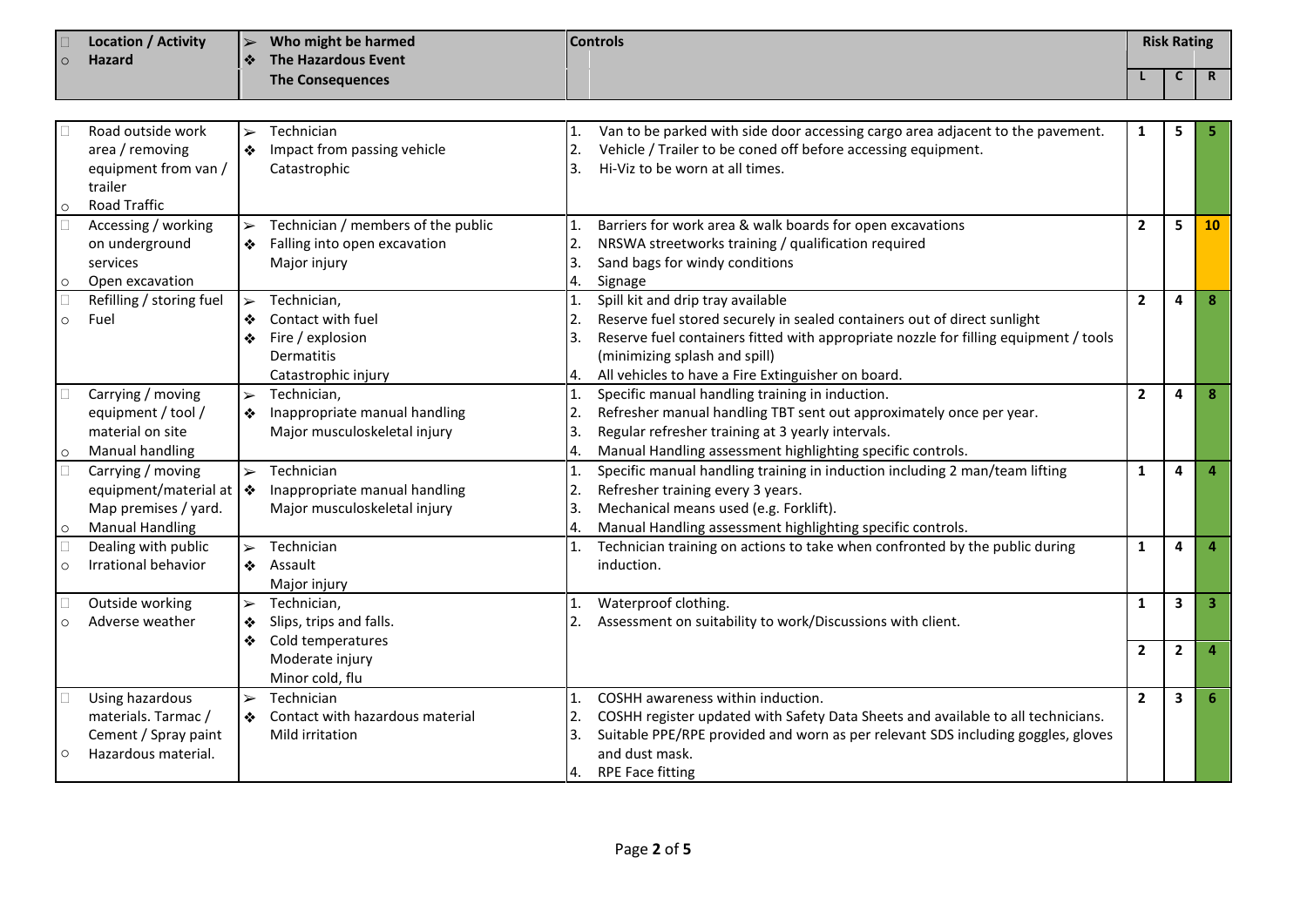| Location / Activity<br>Hazard | Who might be harmed<br>The Hazardous Event<br>The Consequences | Controls | Risk Rating | | |
|---|---|---|---|---|---|
| | | | L | C | R |
| Road outside work area / removing equipment from van / trailer<br>Road Traffic | Technician<br>Impact from passing vehicle<br>Catastrophic | 1. Van to be parked with side door accessing cargo area adjacent to the pavement.<br>2. Vehicle / Trailer to be coned off before accessing equipment.<br>3. Hi-Viz to be worn at all times. | 1 | 5 | 5 |
| Accessing / working on underground services<br>Open excavation | Technician / members of the public<br>Falling into open excavation<br>Major injury | 1. Barriers for work area & walk boards for open excavations<br>2. NRSWA streetworks training / qualification required<br>3. Sand bags for windy conditions<br>4. Signage | 2 | 5 | 10 |
| Refilling / storing fuel<br>Fuel | Technician,<br>Contact with fuel<br>Fire / explosion<br>Dermatitis<br>Catastrophic injury | 1. Spill kit and drip tray available<br>2. Reserve fuel stored securely in sealed containers out of direct sunlight<br>3. Reserve fuel containers fitted with appropriate nozzle for filling equipment / tools (minimizing splash and spill)<br>4. All vehicles to have a Fire Extinguisher on board. | 2 | 4 | 8 |
| Carrying / moving equipment / tool / material on site<br>Manual handling | Technician,<br>Inappropriate manual handling<br>Major musculoskeletal injury | 1. Specific manual handling training in induction.<br>2. Refresher manual handling TBT sent out approximately once per year.<br>3. Regular refresher training at 3 yearly intervals.<br>4. Manual Handling assessment highlighting specific controls. | 2 | 4 | 8 |
| Carrying / moving equipment/material at Map premises / yard.<br>Manual Handling | Technician<br>Inappropriate manual handling<br>Major musculoskeletal injury | 1. Specific manual handling training in induction including 2 man/team lifting<br>2. Refresher training every 3 years.<br>3. Mechanical means used (e.g. Forklift).<br>4. Manual Handling assessment highlighting specific controls. | 1 | 4 | 4 |
| Dealing with public<br>Irrational behavior | Technician<br>Assault<br>Major injury | 1. Technician training on actions to take when confronted by the public during induction. | 1 | 4 | 4 |
| Outside working<br>Adverse weather | Technician,<br>Slips, trips and falls.<br>Cold temperatures<br>Moderate injury<br>Minor cold, flu | 1. Waterproof clothing.<br>2. Assessment on suitability to work/Discussions with client. | 1<br>2 | 3<br>2 | 3<br>4 |
| Using hazardous materials. Tarmac / Cement / Spray paint<br>Hazardous material. | Technician<br>Contact with hazardous material<br>Mild irritation | 1. COSHH awareness within induction.<br>2. COSHH register updated with Safety Data Sheets and available to all technicians.<br>3. Suitable PPE/RPE provided and worn as per relevant SDS including goggles, gloves and dust mask.<br>4. RPE Face fitting | 2 | 3 | 6 |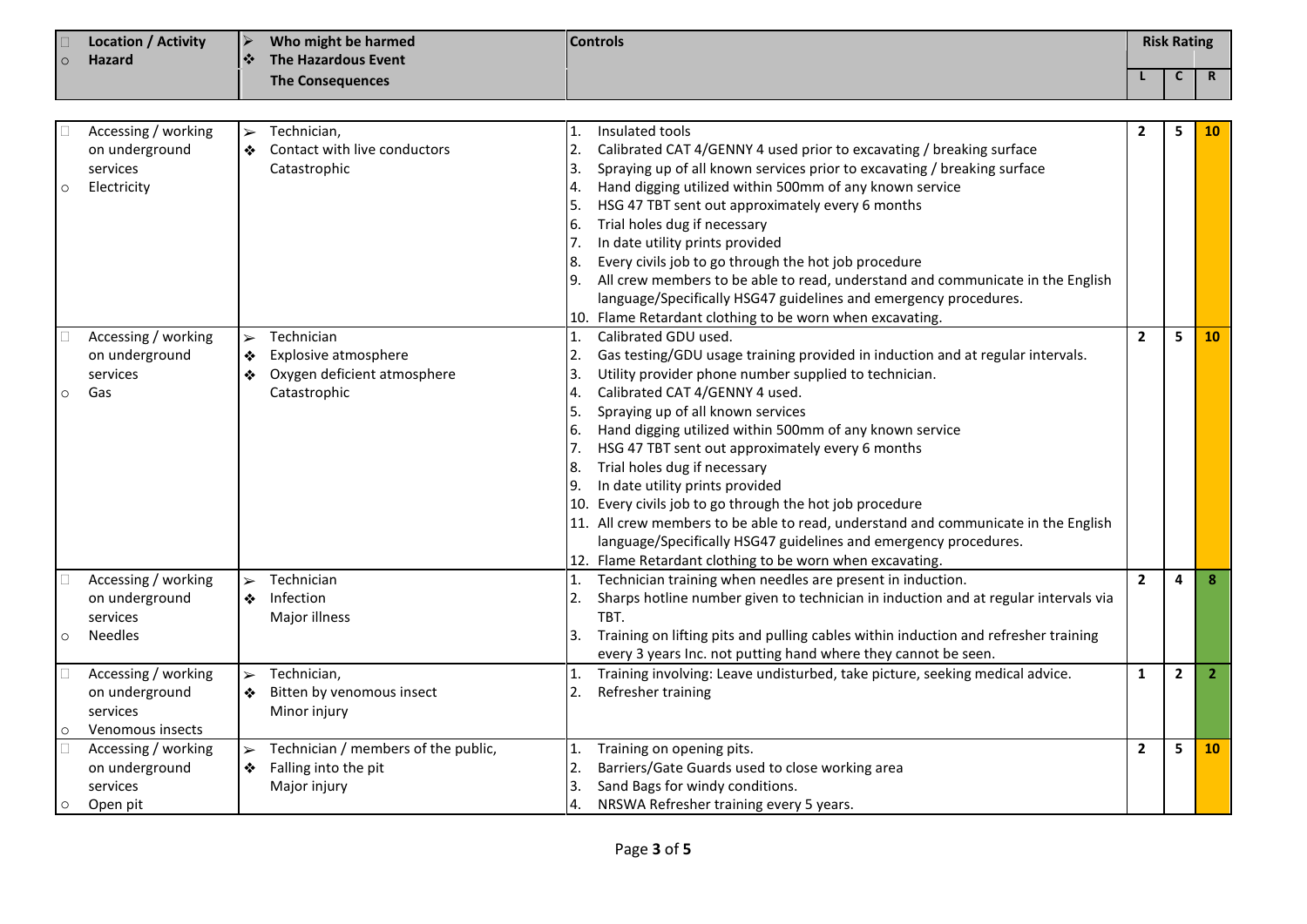| Location / Activity<br>Hazard | Who might be harmed<br>The Hazardous Event<br>The Consequences | Controls | Risk Rating | | |
|---|---|---|---|---|---|
| | | | L | C | R |
| Accessing / working on underground services<br>Electricity | Technician,<br>Contact with live conductors<br>Catastrophic | 1. Insulated tools<br>2. Calibrated CAT 4/GENNY 4 used prior to excavating / breaking surface<br>3. Spraying up of all known services prior to excavating / breaking surface<br>4. Hand digging utilized within 500mm of any known service<br>5. HSG 47 TBT sent out approximately every 6 months<br>6. Trial holes dug if necessary<br>7. In date utility prints provided<br>8. Every civils job to go through the hot job procedure<br>9. All crew members to be able to read, understand and communicate in the English language/Specifically HSG47 guidelines and emergency procedures.<br>10. Flame Retardant clothing to be worn when excavating. | 2 | 5 | 10 |
| Accessing / working on underground services<br>Gas | Technician<br>Explosive atmosphere<br>Oxygen deficient atmosphere<br>Catastrophic | 1. Calibrated GDU used.<br>2. Gas testing/GDU usage training provided in induction and at regular intervals.<br>3. Utility provider phone number supplied to technician.<br>4. Calibrated CAT 4/GENNY 4 used.<br>5. Spraying up of all known services<br>6. Hand digging utilized within 500mm of any known service<br>7. HSG 47 TBT sent out approximately every 6 months<br>8. Trial holes dug if necessary<br>9. In date utility prints provided<br>10. Every civils job to go through the hot job procedure<br>11. All crew members to be able to read, understand and communicate in the English language/Specifically HSG47 guidelines and emergency procedures.<br>12. Flame Retardant clothing to be worn when excavating. | 2 | 5 | 10 |
| Accessing / working on underground services<br>Needles | Technician<br>Infection<br>Major illness | 1. Technician training when needles are present in induction.<br>2. Sharps hotline number given to technician in induction and at regular intervals via TBT.<br>3. Training on lifting pits and pulling cables within induction and refresher training every 3 years Inc. not putting hand where they cannot be seen. | 2 | 4 | 8 |
| Accessing / working on underground services<br>Venomous insects | Technician,<br>Bitten by venomous insect<br>Minor injury | 1. Training involving: Leave undisturbed, take picture, seeking medical advice.<br>2. Refresher training | 1 | 2 | 2 |
| Accessing / working on underground services<br>Open pit | Technician / members of the public,<br>Falling into the pit<br>Major injury | 1. Training on opening pits.<br>2. Barriers/Gate Guards used to close working area<br>3. Sand Bags for windy conditions.<br>4. NRSWA Refresher training every 5 years. | 2 | 5 | 10 |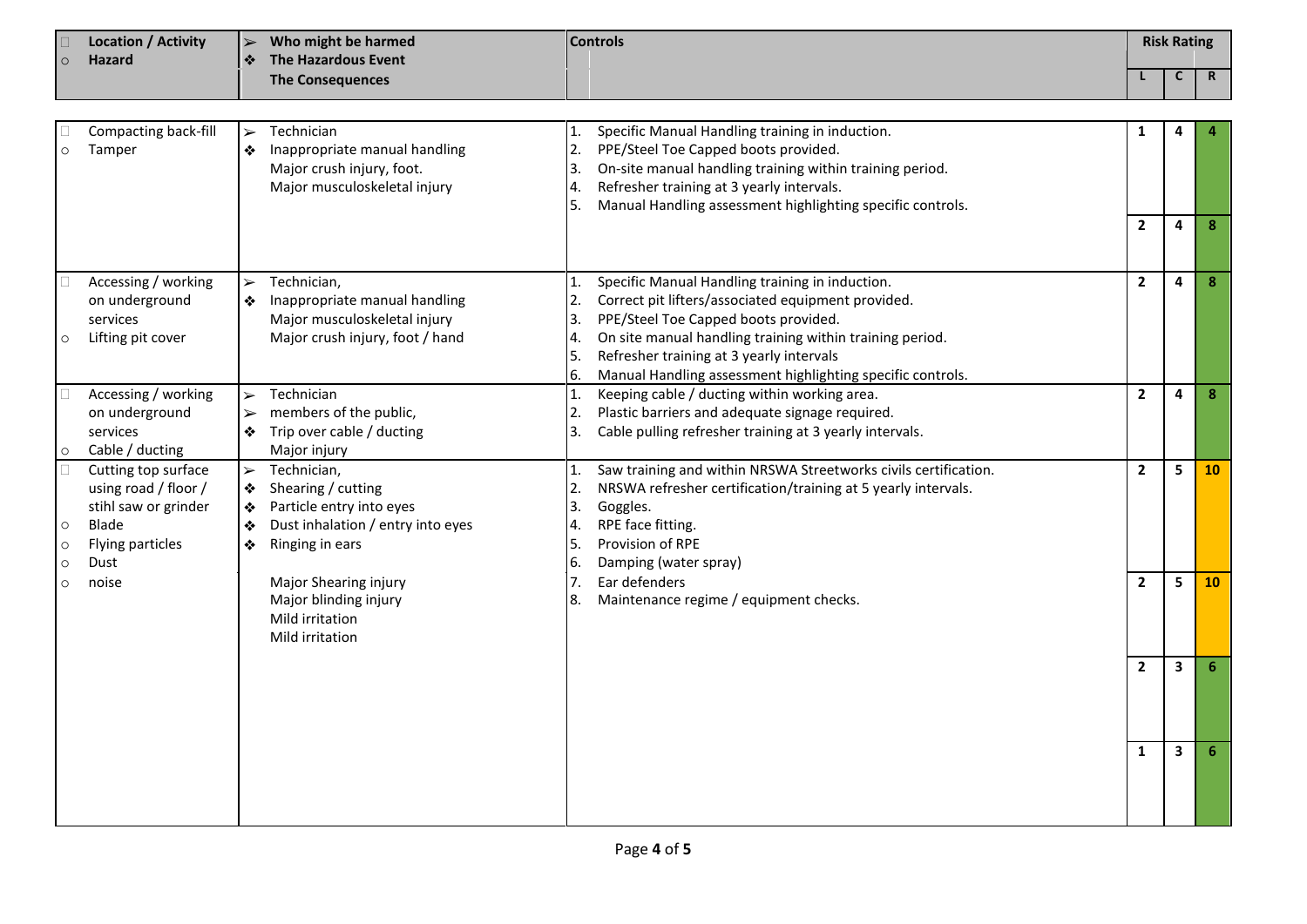| Location / Activity<br>Hazard | Who might be harmed<br>The Hazardous Event<br>The Consequences | Controls | L | C | R |
|---|---|---|---|---|---|
| Compacting back-fill<br>Tamper | Technician<br>Inappropriate manual handling<br>Major crush injury, foot.<br>Major musculoskeletal injury | 1. Specific Manual Handling training in induction.<br>2. PPE/Steel Toe Capped boots provided.<br>3. On-site manual handling training within training period.<br>4. Refresher training at 3 yearly intervals.<br>5. Manual Handling assessment highlighting specific controls. | 1<br>2 | 4<br>4 | 4<br>8 |
| Accessing / working on underground services<br>Lifting pit cover | Technician,<br>Inappropriate manual handling<br>Major musculoskeletal injury<br>Major crush injury, foot / hand | 1. Specific Manual Handling training in induction.<br>2. Correct pit lifters/associated equipment provided.<br>3. PPE/Steel Toe Capped boots provided.<br>4. On site manual handling training within training period.<br>5. Refresher training at 3 yearly intervals<br>6. Manual Handling assessment highlighting specific controls. | 2 | 4 | 8 |
| Accessing / working on underground services<br>Cable / ducting | Technician<br>members of the public,<br>Trip over cable / ducting<br>Major injury | 1. Keeping cable / ducting within working area.<br>2. Plastic barriers and adequate signage required.<br>3. Cable pulling refresher training at 3 yearly intervals. | 2 | 4 | 8 |
| Cutting top surface using road / floor / stihl saw or grinder<br>Blade<br>Flying particles<br>Dust<br>noise | Technician,<br>Shearing / cutting<br>Particle entry into eyes<br>Dust inhalation / entry into eyes<br>Ringing in ears<br>Major Shearing injury<br>Major blinding injury<br>Mild irritation<br>Mild irritation | 1. Saw training and within NRSWA Streetworks civils certification.<br>2. NRSWA refresher certification/training at 5 yearly intervals.<br>3. Goggles.<br>4. RPE face fitting.<br>5. Provision of RPE<br>6. Damping (water spray)<br>7. Ear defenders<br>8. Maintenance regime / equipment checks. | 2<br>2<br>2<br>1 | 5<br>5<br>3<br>3 | 10<br>10<br>6<br>6 |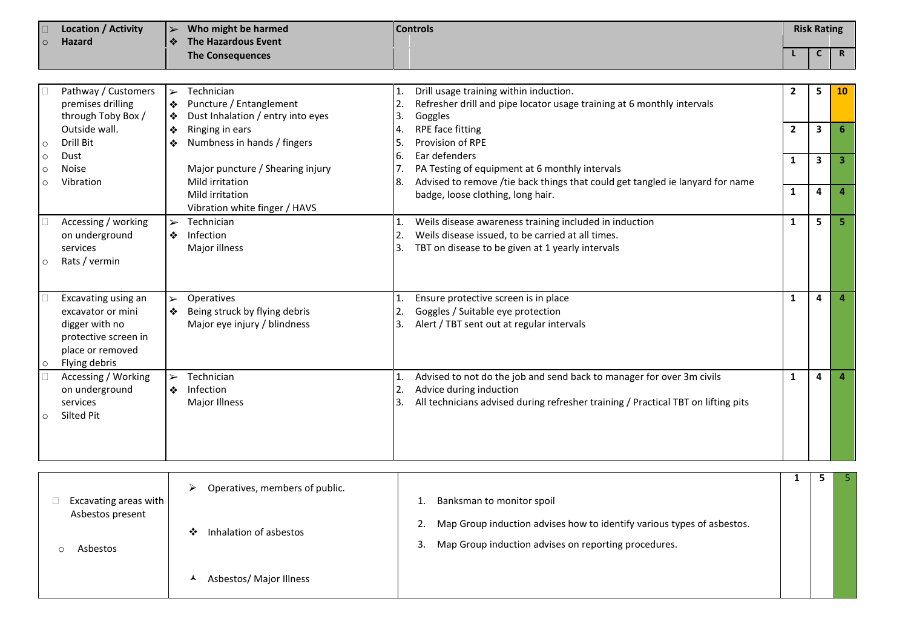| Location / Activity<br>Hazard | Who might be harmed<br>The Hazardous Event<br>The Consequences | Controls | L | C | R |
|---|---|---|---|---|---|
| Pathway / Customers premises drilling through Toby Box / Outside wall.<br>Drill Bit<br>Dust<br>Noise<br>Vibration | Technician<br>Puncture / Entanglement<br>Dust Inhalation / entry into eyes<br>Ringing in ears<br>Numbness in hands / fingers<br><br>Major puncture / Shearing injury<br>Mild irritation<br>Mild irritation<br>Vibration white finger / HAVS | 1. Drill usage training within induction.<br>2. Refresher drill and pipe locator usage training at 6 monthly intervals<br>3. Goggles<br>4. RPE face fitting<br>5. Provision of RPE<br>6. Ear defenders<br>7. PA Testing of equipment at 6 monthly intervals<br>8. Advised to remove /tie back things that could get tangled ie lanyard for name badge, loose clothing, long hair. | 2<br>2<br>1<br>1 | 5<br>3<br>3<br>4 | 10<br>6<br>3<br>4 |
| Accessing / working on underground services<br>Rats / vermin | Technician<br>Infection<br>Major illness | 1. Weils disease awareness training included in induction<br>2. Weils disease issued, to be carried at all times.<br>3. TBT on disease to be given at 1 yearly intervals | 1 | 5 | 5 |
| Excavating using an excavator or mini digger with no protective screen in place or removed<br>Flying debris | Operatives<br>Being struck by flying debris<br>Major eye injury / blindness | 1. Ensure protective screen is in place<br>2. Goggles / Suitable eye protection<br>3. Alert / TBT sent out at regular intervals | 1 | 4 | 4 |
| Accessing / Working on underground services<br>Silted Pit | Technician<br>Infection<br>Major Illness | 1. Advised to not do the job and send back to manager for over 3m civils<br>2. Advice during induction<br>3. All technicians advised during refresher training / Practical TBT on lifting pits | 1 | 4 | 4 |
| Excavating areas with Asbestos present<br>Asbestos | Operatives, members of public.<br>Inhalation of asbestos<br>Asbestos/ Major Illness | 1. Banksman to monitor spoil<br>2. Map Group induction advises how to identify various types of asbestos.<br>3. Map Group induction advises on reporting procedures. | 1 | 5 | 5 |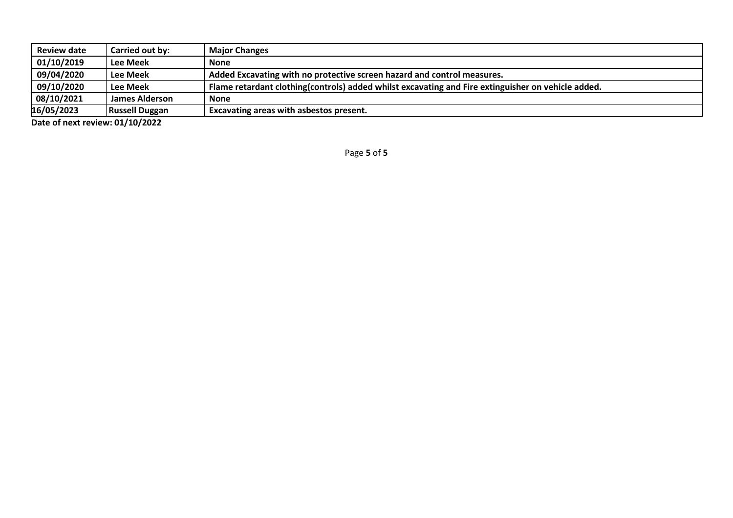| Review date | Carried out by: | Major Changes |
|---|---|---|
| 01/10/2019 | Lee Meek | None |
| 09/04/2020 | Lee Meek | Added Excavating with no protective screen hazard and control measures. |
| 09/10/2020 | Lee Meek | Flame retardant clothing(controls) added whilst excavating and Fire extinguisher on vehicle added. |
| 08/10/2021 | James Alderson | None |
| 16/05/2023 | Russell Duggan | Excavating areas with asbestos present. |

**Date of next review: 01/10/2022**